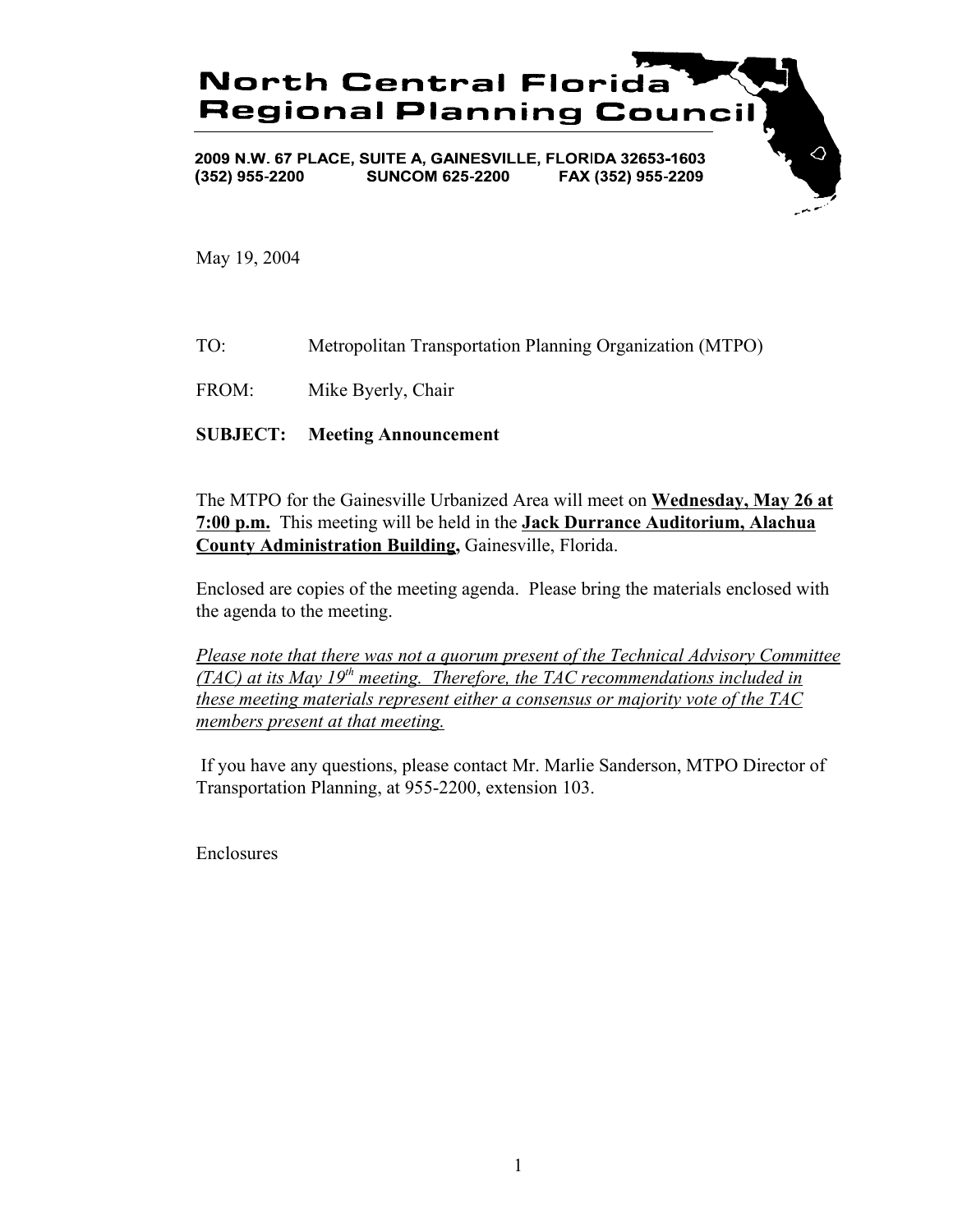# North Central Florida Regional Planning Council

2009 N.W. 67 PLACE, SUITE A, GAINESVILLE, FLORIDA 32653-1603
(352) 955-2200 SUNCOM 625-2200 FAX (352) 955-2209

May 19, 2004

TO: Metropolitan Transportation Planning Organization (MTPO)

FROM: Mike Byerly, Chair

**SUBJECT: Meeting Announcement**

The MTPO for the Gainesville Urbanized Area will meet on **Wednesday, May 26 at 7:00 p.m.** This meeting will be held in the **Jack Durrance Auditorium, Alachua County Administration Building,** Gainesville, Florida.

Enclosed are copies of the meeting agenda. Please bring the materials enclosed with the agenda to the meeting.

*Please note that there was not a quorum present of the Technical Advisory Committee (TAC) at its May 19th meeting. Therefore, the TAC recommendations included in these meeting materials represent either a consensus or majority vote of the TAC members present at that meeting.*

If you have any questions, please contact Mr. Marlie Sanderson, MTPO Director of Transportation Planning, at 955-2200, extension 103.

Enclosures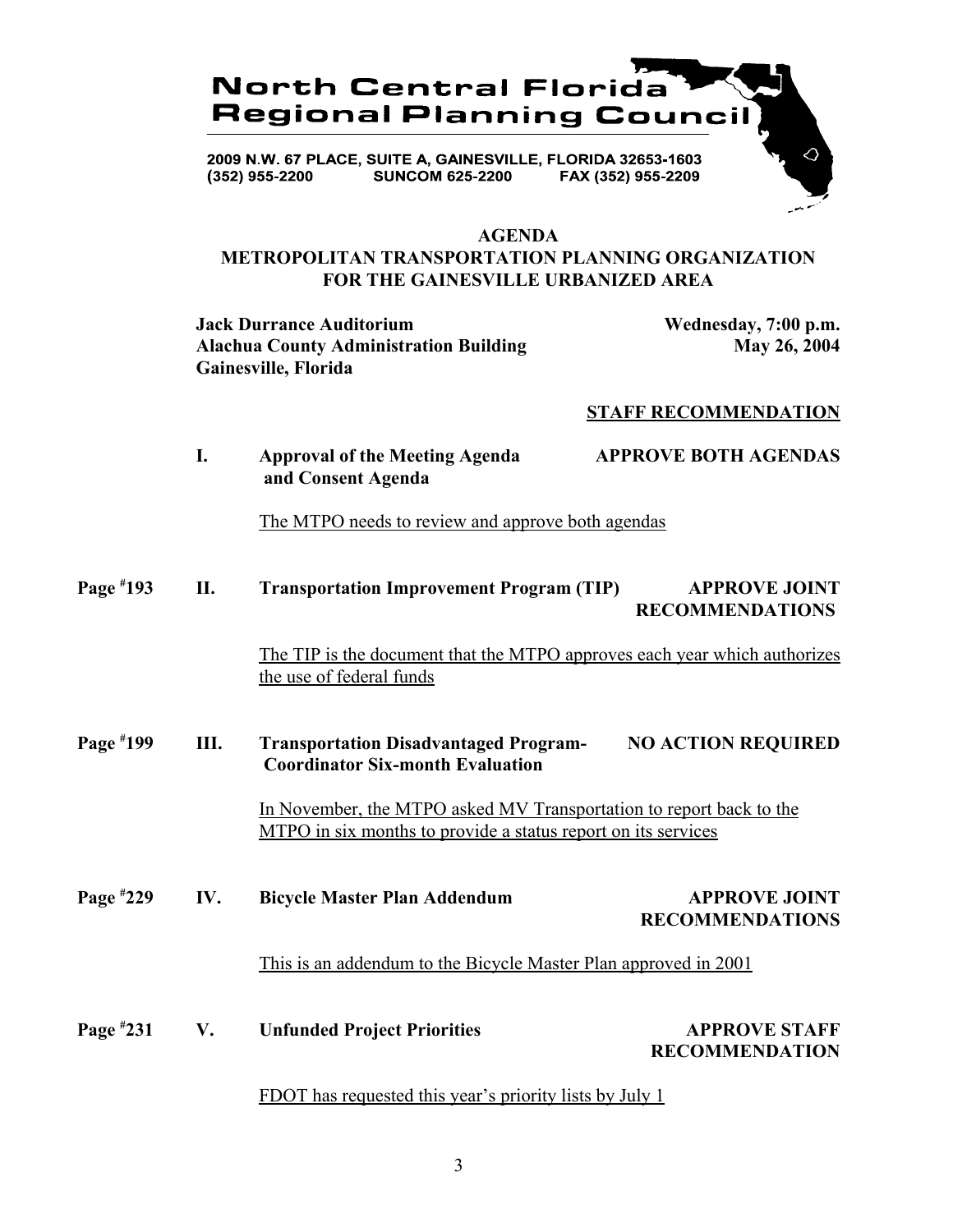# North Central Florida Regional Planning Council

2009 N.W. 67 PLACE, SUITE A, GAINESVILLE, FLORIDA 32653-1603
(352) 955-2200 SUNCOM 625-2200 FAX (352) 955-2209

## AGENDA
## METROPOLITAN TRANSPORTATION PLANNING ORGANIZATION FOR THE GAINESVILLE URBANIZED AREA

**Jack Durrance Auditorium**
**Alachua County Administration Building**
**Gainesville, Florida**

**Wednesday, 7:00 p.m.**
**May 26, 2004**

**STAFF RECOMMENDATION**

**I. Approval of the Meeting Agenda and Consent Agenda** — **APPROVE BOTH AGENDAS**

The MTPO needs to review and approve both agendas

Page #193 **II. Transportation Improvement Program (TIP)** — **APPROVE JOINT RECOMMENDATIONS**

The TIP is the document that the MTPO approves each year which authorizes the use of federal funds

Page #199 **III. Transportation Disadvantaged Program-Coordinator Six-month Evaluation** — **NO ACTION REQUIRED**

In November, the MTPO asked MV Transportation to report back to the MTPO in six months to provide a status report on its services

Page #229 **IV. Bicycle Master Plan Addendum** — **APPROVE JOINT RECOMMENDATIONS**

This is an addendum to the Bicycle Master Plan approved in 2001

Page #231 **V. Unfunded Project Priorities** — **APPROVE STAFF RECOMMENDATION**

FDOT has requested this year's priority lists by July 1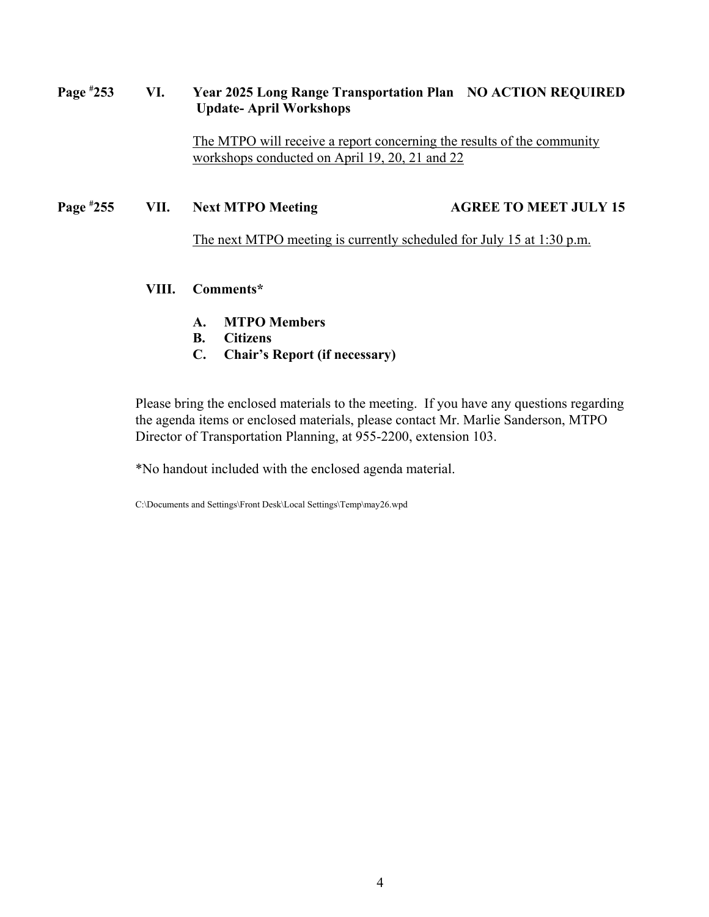**Page #253 VI. Year 2025 Long Range Transportation Plan Update- April Workshops — NO ACTION REQUIRED**

The MTPO will receive a report concerning the results of the community workshops conducted on April 19, 20, 21 and 22

**Page #255 VII. Next MTPO Meeting — AGREE TO MEET JULY 15**

The next MTPO meeting is currently scheduled for July 15 at 1:30 p.m.

**VIII. Comments***

- **A. MTPO Members**
- **B. Citizens**
- **C. Chair's Report (if necessary)**

Please bring the enclosed materials to the meeting. If you have any questions regarding the agenda items or enclosed materials, please contact Mr. Marlie Sanderson, MTPO Director of Transportation Planning, at 955-2200, extension 103.

*No handout included with the enclosed agenda material.

C:\Documents and Settings\Front Desk\Local Settings\Temp\may26.wpd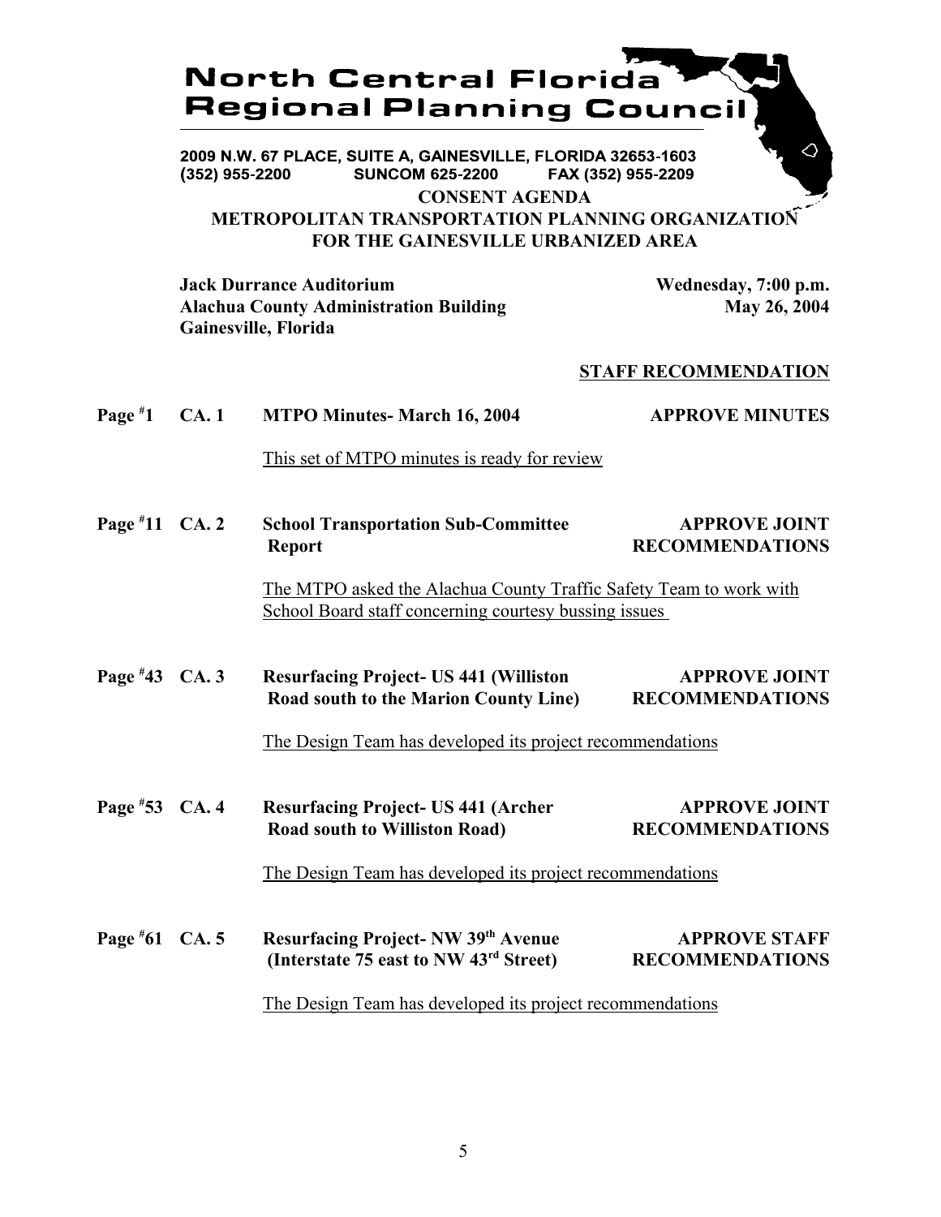# North Central Florida Regional Planning Council

**2009 N.W. 67 PLACE, SUITE A, GAINESVILLE, FLORIDA 32653-1603**
**(352) 955-2200 SUNCOM 625-2200 FAX (352) 955-2209**

## CONSENT AGENDA
## METROPOLITAN TRANSPORTATION PLANNING ORGANIZATION FOR THE GAINESVILLE URBANIZED AREA

**Jack Durrance Auditorium**
**Alachua County Administration Building**
**Gainesville, Florida**

**Wednesday, 7:00 p.m.**
**May 26, 2004**

**STAFF RECOMMENDATION**

**Page #1 CA. 1 MTPO Minutes- March 16, 2004** — **APPROVE MINUTES**

This set of MTPO minutes is ready for review

**Page #11 CA. 2 School Transportation Sub-Committee Report** — **APPROVE JOINT RECOMMENDATIONS**

The MTPO asked the Alachua County Traffic Safety Team to work with School Board staff concerning courtesy bussing issues

**Page #43 CA. 3 Resurfacing Project- US 441 (Williston Road south to the Marion County Line)** — **APPROVE JOINT RECOMMENDATIONS**

The Design Team has developed its project recommendations

**Page #53 CA. 4 Resurfacing Project- US 441 (Archer Road south to Williston Road)** — **APPROVE JOINT RECOMMENDATIONS**

The Design Team has developed its project recommendations

**Page #61 CA. 5 Resurfacing Project- NW 39th Avenue (Interstate 75 east to NW 43rd Street)** — **APPROVE STAFF RECOMMENDATIONS**

The Design Team has developed its project recommendations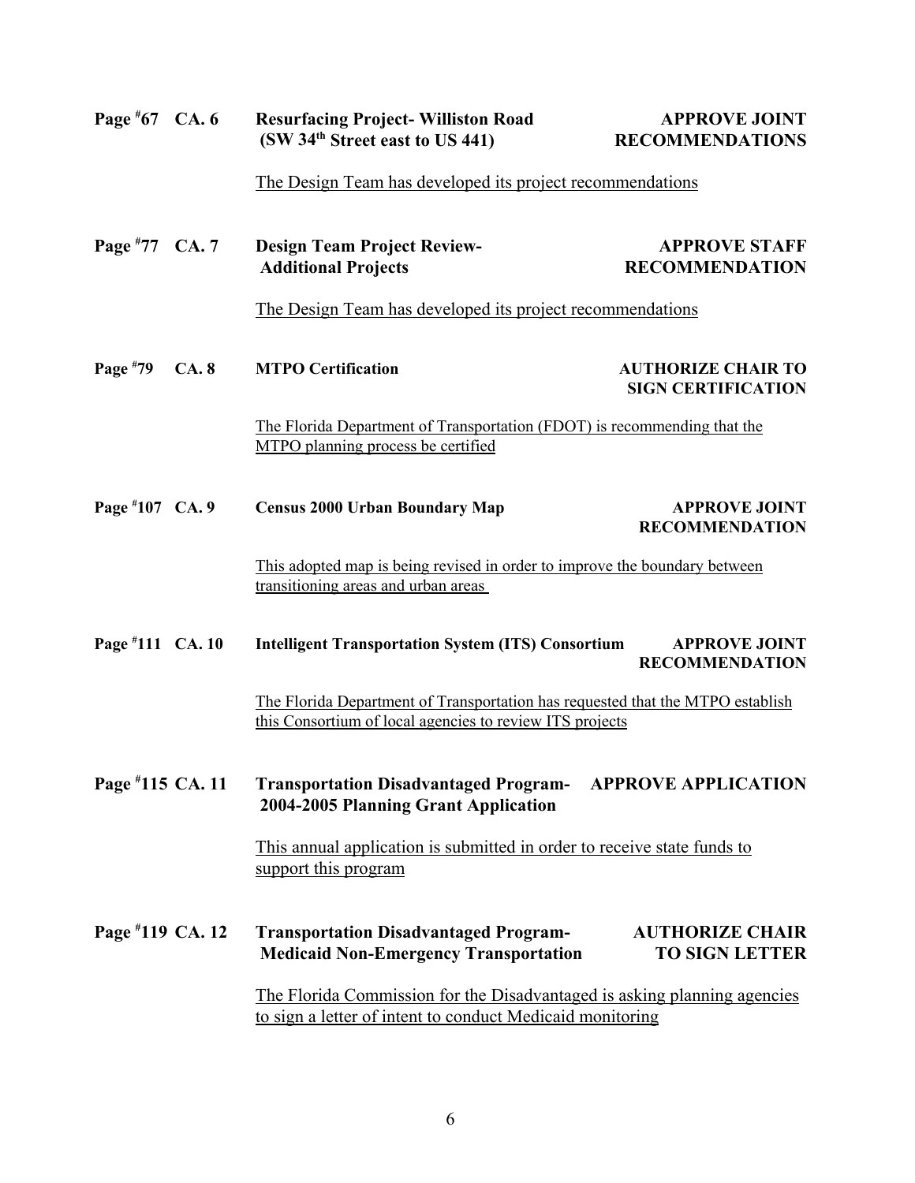**Page #67 CA. 6 Resurfacing Project- Williston Road (SW 34th Street east to US 441)** **APPROVE JOINT RECOMMENDATIONS**

The Design Team has developed its project recommendations

**Page #77 CA. 7 Design Team Project Review- Additional Projects** **APPROVE STAFF RECOMMENDATION**

The Design Team has developed its project recommendations

**Page #79 CA. 8 MTPO Certification** **AUTHORIZE CHAIR TO SIGN CERTIFICATION**

The Florida Department of Transportation (FDOT) is recommending that the MTPO planning process be certified

**Page #107 CA. 9 Census 2000 Urban Boundary Map** **APPROVE JOINT RECOMMENDATION**

This adopted map is being revised in order to improve the boundary between transitioning areas and urban areas

**Page #111 CA. 10 Intelligent Transportation System (ITS) Consortium** **APPROVE JOINT RECOMMENDATION**

The Florida Department of Transportation has requested that the MTPO establish this Consortium of local agencies to review ITS projects

**Page #115 CA. 11 Transportation Disadvantaged Program- 2004-2005 Planning Grant Application** **APPROVE APPLICATION**

This annual application is submitted in order to receive state funds to support this program

**Page #119 CA. 12 Transportation Disadvantaged Program- Medicaid Non-Emergency Transportation** **AUTHORIZE CHAIR TO SIGN LETTER**

The Florida Commission for the Disadvantaged is asking planning agencies to sign a letter of intent to conduct Medicaid monitoring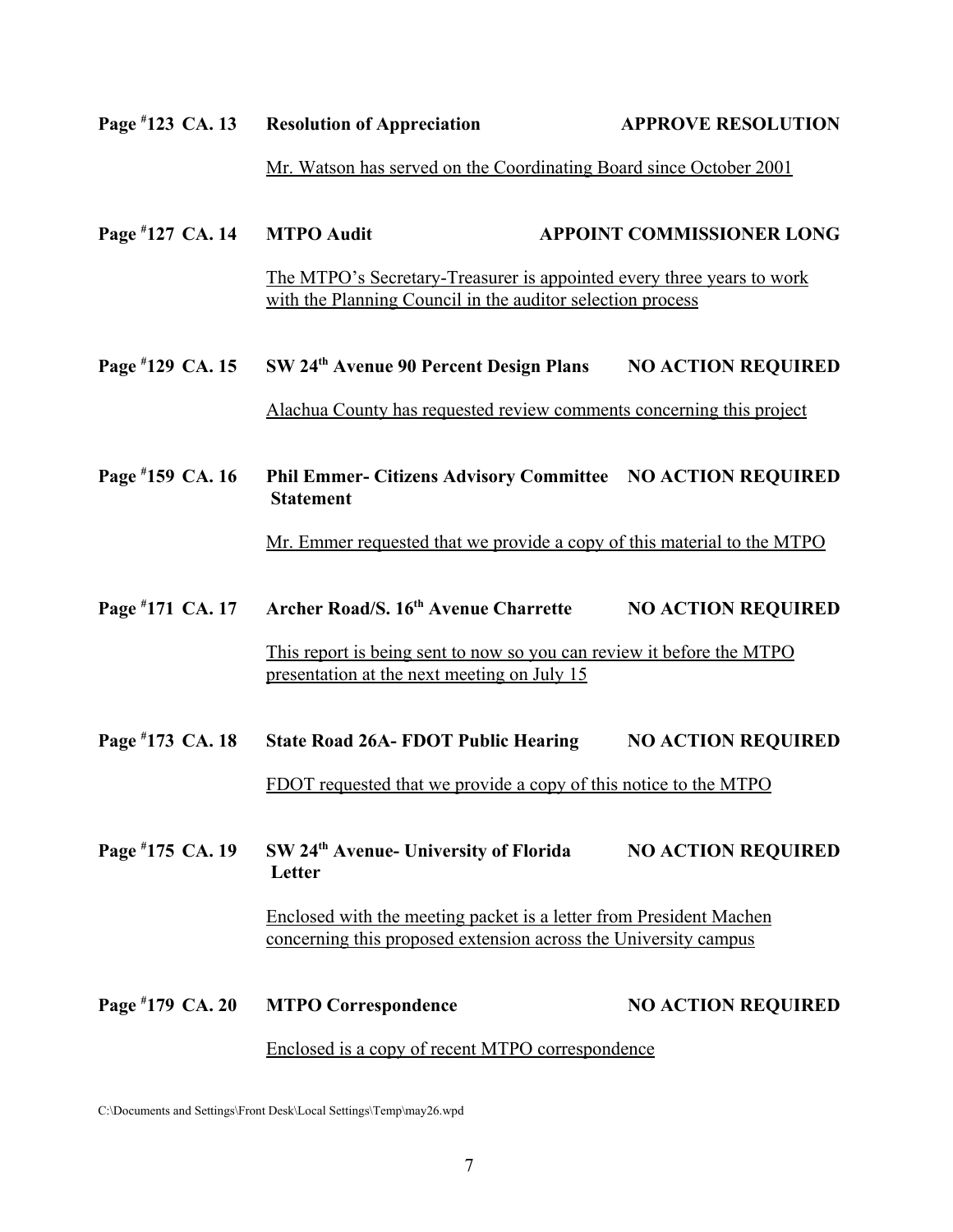**Page #123 CA. 13 Resolution of Appreciation APPROVE RESOLUTION**

Mr. Watson has served on the Coordinating Board since October 2001

**Page #127 CA. 14 MTPO Audit APPOINT COMMISSIONER LONG**

The MTPO's Secretary-Treasurer is appointed every three years to work with the Planning Council in the auditor selection process

**Page #129 CA. 15 SW 24th Avenue 90 Percent Design Plans NO ACTION REQUIRED**

Alachua County has requested review comments concerning this project

**Page #159 CA. 16 Phil Emmer- Citizens Advisory Committee Statement NO ACTION REQUIRED**

Mr. Emmer requested that we provide a copy of this material to the MTPO

**Page #171 CA. 17 Archer Road/S. 16th Avenue Charrette NO ACTION REQUIRED**

This report is being sent to now so you can review it before the MTPO presentation at the next meeting on July 15

**Page #173 CA. 18 State Road 26A- FDOT Public Hearing NO ACTION REQUIRED**

FDOT requested that we provide a copy of this notice to the MTPO

**Page #175 CA. 19 SW 24th Avenue- University of Florida Letter NO ACTION REQUIRED**

Enclosed with the meeting packet is a letter from President Machen concerning this proposed extension across the University campus

**Page #179 CA. 20 MTPO Correspondence NO ACTION REQUIRED**

Enclosed is a copy of recent MTPO correspondence

C:\Documents and Settings\Front Desk\Local Settings\Temp\may26.wpd